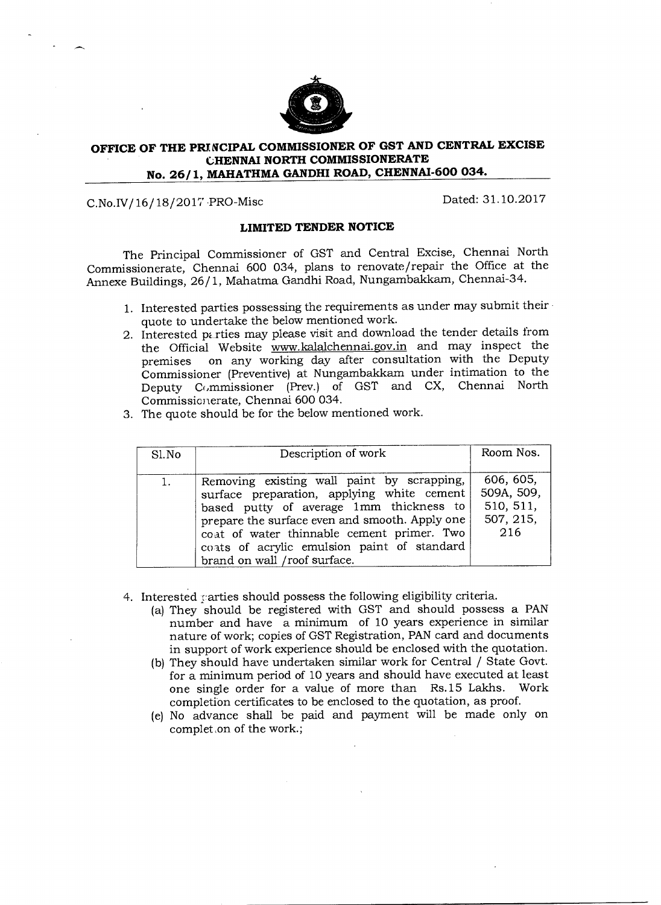# OFFICE OF THE PRINCIPAL COMMISSIONER OF GST AND CENTRAL EXCISE
## CHENNAI NORTH COMMISSIONERATE
## No. 26/1, MAHATHMA GANDHI ROAD, CHENNAI-600 034.

C.No.IV/16/18/2017-PRO-Misc                                                                 Dated: 31.10.2017

**LIMITED TENDER NOTICE**

The Principal Commissioner of GST and Central Excise, Chennai North Commissionerate, Chennai 600 034, plans to renovate/repair the Office at the Annexe Buildings, 26/1, Mahatma Gandhi Road, Nungambakkam, Chennai-34.

1. Interested parties possessing the requirements as under may submit their quote to undertake the below mentioned work.
2. Interested parties may please visit and download the tender details from the Official Website www.kalalchennai.gov.in and may inspect the premises on any working day after consultation with the Deputy Commissioner (Preventive) at Nungambakkam under intimation to the Deputy Commissioner (Prev.) of GST and CX, Chennai North Commissionerate, Chennai 600 034.
3. The quote should be for the below mentioned work.

| Sl.No | Description of work | Room Nos. |
|---|---|---|
| 1. | Removing existing wall paint by scrapping, surface preparation, applying white cement based putty of average 1mm thickness to prepare the surface even and smooth. Apply one coat of water thinnable cement primer. Two coats of acrylic emulsion paint of standard brand on wall /roof surface. | 606, 605, 509A, 509, 510, 511, 507, 215, 216 |

4. Interested parties should possess the following eligibility criteria.
   (a) They should be registered with GST and should possess a PAN number and have a minimum of 10 years experience in similar nature of work; copies of GST Registration, PAN card and documents in support of work experience should be enclosed with the quotation.
   (b) They should have undertaken similar work for Central / State Govt. for a minimum period of 10 years and should have executed at least one single order for a value of more than Rs.15 Lakhs. Work completion certificates to be enclosed to the quotation, as proof.
   (e) No advance shall be paid and payment will be made only on completion of the work.;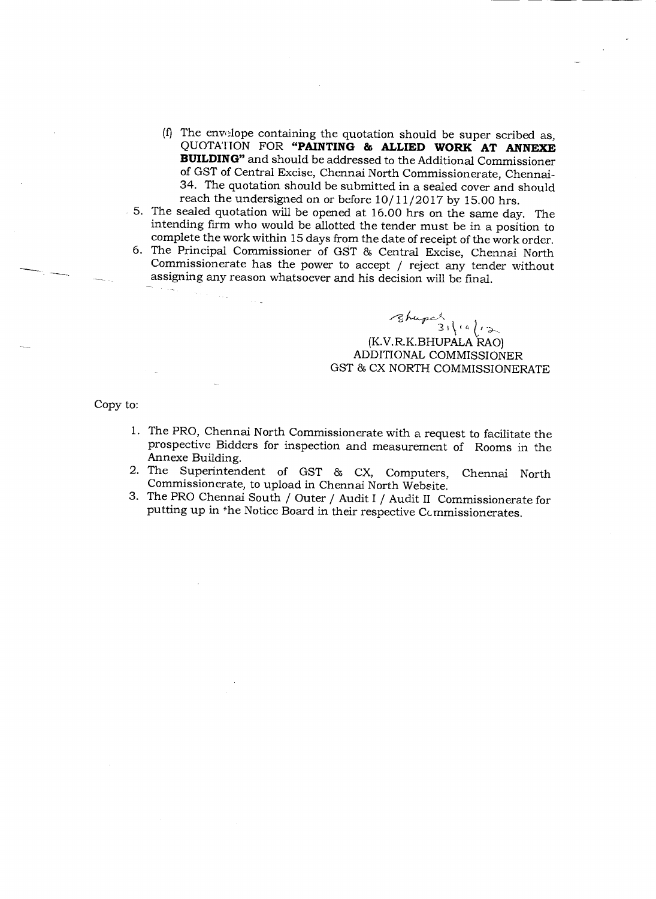(f) The envelope containing the quotation should be super scribed as, QUOTATION FOR **"PAINTING & ALLIED WORK AT ANNEXE BUILDING"** and should be addressed to the Additional Commissioner of GST of Central Excise, Chennai North Commissionerate, Chennai-34. The quotation should be submitted in a sealed cover and should reach the undersigned on or before 10/11/2017 by 15.00 hrs.

5. The sealed quotation will be opened at 16.00 hrs on the same day. The intending firm who would be allotted the tender must be in a position to complete the work within 15 days from the date of receipt of the work order.
6. The Principal Commissioner of GST & Central Excise, Chennai North Commissionerate has the power to accept / reject any tender without assigning any reason whatsoever and his decision will be final.

Bhupal 31/10/17

(K.V.R.K.BHUPALA RAO)
ADDITIONAL COMMISSIONER
GST & CX NORTH COMMISSIONERATE

Copy to:

1. The PRO, Chennai North Commissionerate with a request to facilitate the prospective Bidders for inspection and measurement of Rooms in the Annexe Building.
2. The Superintendent of GST & CX, Computers, Chennai North Commissionerate, to upload in Chennai North Website.
3. The PRO Chennai South / Outer / Audit I / Audit II Commissionerate for putting up in the Notice Board in their respective Commissionerates.